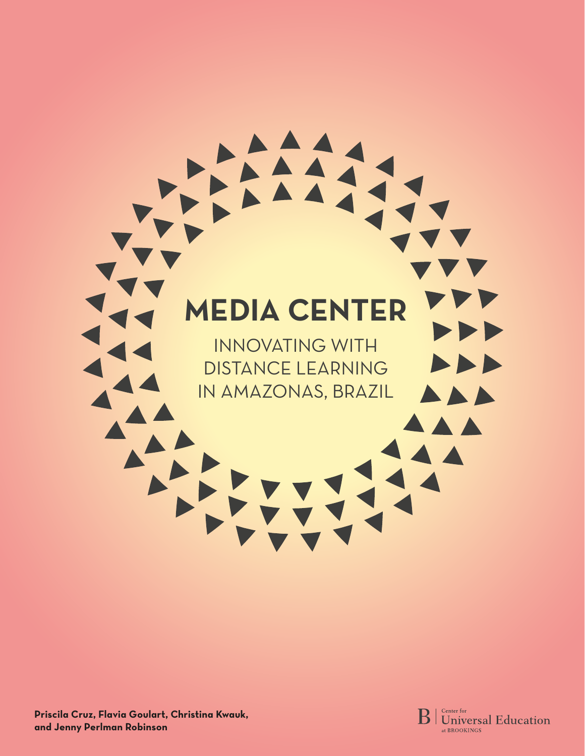# MEDIA CENTER

## INNOVATING WITH DISTANCE LEARNING IN AMAZONAS, BRAZIL

**Priscila Cruz, Flavia Goulart, Christina Kwauk, and Jenny Perlman Robinson**

B | Center for Universal Education at BROOKINGS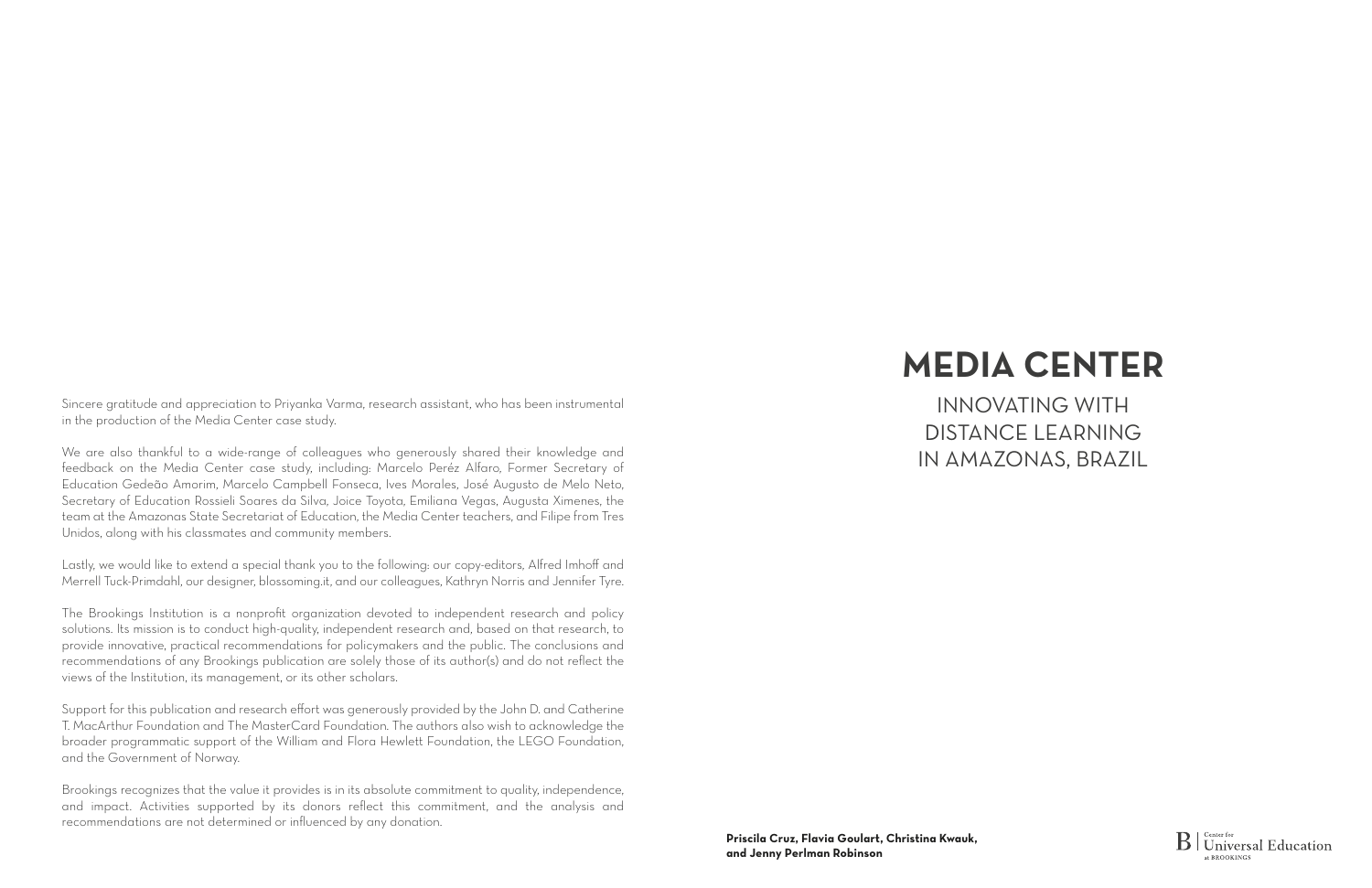# MEDIA CENTER

## INNOVATING WITH DISTANCE LEARNING IN AMAZONAS, BRAZIL

**Priscila Cruz, Flavia Goulart, Christina Kwauk, and Jenny Perlman Robinson**

Center for Universal Education at BROOKINGS

Sincere gratitude and appreciation to Priyanka Varma, research assistant, who has been instrumental in the production of the Media Center case study.

We are also thankful to a wide-range of colleagues who generously shared their knowledge and feedback on the Media Center case study, including: Marcelo Peréz Alfaro, Former Secretary of Education Gedeão Amorim, Marcelo Campbell Fonseca, Ives Morales, José Augusto de Melo Neto, Secretary of Education Rossieli Soares da Silva, Joice Toyota, Emiliana Vegas, Augusta Ximenes, the team at the Amazonas State Secretariat of Education, the Media Center teachers, and Filipe from Tres Unidos, along with his classmates and community members.

Lastly, we would like to extend a special thank you to the following: our copy-editors, Alfred Imhoff and Merrell Tuck-Primdahl, our designer, blossoming.it, and our colleagues, Kathryn Norris and Jennifer Tyre.

The Brookings Institution is a nonprofit organization devoted to independent research and policy solutions. Its mission is to conduct high-quality, independent research and, based on that research, to provide innovative, practical recommendations for policymakers and the public. The conclusions and recommendations of any Brookings publication are solely those of its author(s) and do not reflect the views of the Institution, its management, or its other scholars.

Support for this publication and research effort was generously provided by the John D. and Catherine T. MacArthur Foundation and The MasterCard Foundation. The authors also wish to acknowledge the broader programmatic support of the William and Flora Hewlett Foundation, the LEGO Foundation, and the Government of Norway.

Brookings recognizes that the value it provides is in its absolute commitment to quality, independence, and impact. Activities supported by its donors reflect this commitment, and the analysis and recommendations are not determined or influenced by any donation.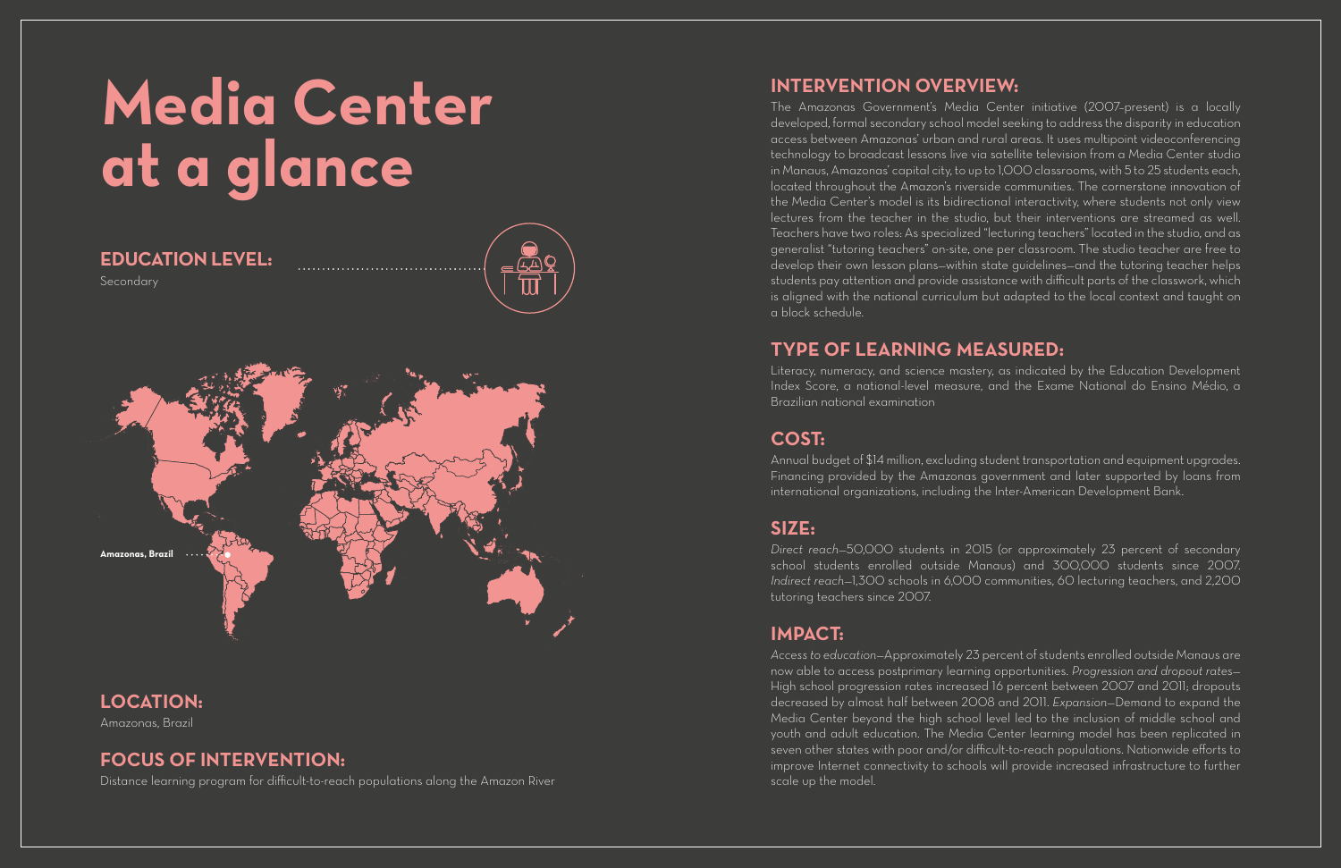# Media Center at a glance

## EDUCATION LEVEL:

Secondary

Amazonas, Brazil

## LOCATION:

Amazonas, Brazil

## FOCUS OF INTERVENTION:

Distance learning program for difficult-to-reach populations along the Amazon River

## INTERVENTION OVERVIEW:

The Amazonas Government's Media Center initiative (2007–present) is a locally developed, formal secondary school model seeking to address the disparity in education access between Amazonas' urban and rural areas. It uses multipoint videoconferencing technology to broadcast lessons live via satellite television from a Media Center studio in Manaus, Amazonas' capital city, to up to 1,000 classrooms, with 5 to 25 students each, located throughout the Amazon's riverside communities. The cornerstone innovation of the Media Center's model is its bidirectional interactivity, where students not only view lectures from the teacher in the studio, but their interventions are streamed as well. Teachers have two roles: As specialized "lecturing teachers" located in the studio, and as generalist "tutoring teachers" on-site, one per classroom. The studio teacher are free to develop their own lesson plans—within state guidelines—and the tutoring teacher helps students pay attention and provide assistance with difficult parts of the classwork, which is aligned with the national curriculum but adapted to the local context and taught on a block schedule.

## TYPE OF LEARNING MEASURED:

Literacy, numeracy, and science mastery, as indicated by the Education Development Index Score, a national-level measure, and the Exame National do Ensino Médio, a Brazilian national examination

## COST:

Annual budget of $14 million, excluding student transportation and equipment upgrades. Financing provided by the Amazonas government and later supported by loans from international organizations, including the Inter-American Development Bank.

## SIZE:

*Direct reach*—50,000 students in 2015 (or approximately 23 percent of secondary school students enrolled outside Manaus) and 300,000 students since 2007. *Indirect reach*—1,300 schools in 6,000 communities, 60 lecturing teachers, and 2,200 tutoring teachers since 2007.

## IMPACT:

*Access to education*—Approximately 23 percent of students enrolled outside Manaus are now able to access postprimary learning opportunities. *Progression and dropout rates*—High school progression rates increased 16 percent between 2007 and 2011; dropouts decreased by almost half between 2008 and 2011. *Expansion*—Demand to expand the Media Center beyond the high school level led to the inclusion of middle school and youth and adult education. The Media Center learning model has been replicated in seven other states with poor and/or difficult-to-reach populations. Nationwide efforts to improve Internet connectivity to schools will provide increased infrastructure to further scale up the model.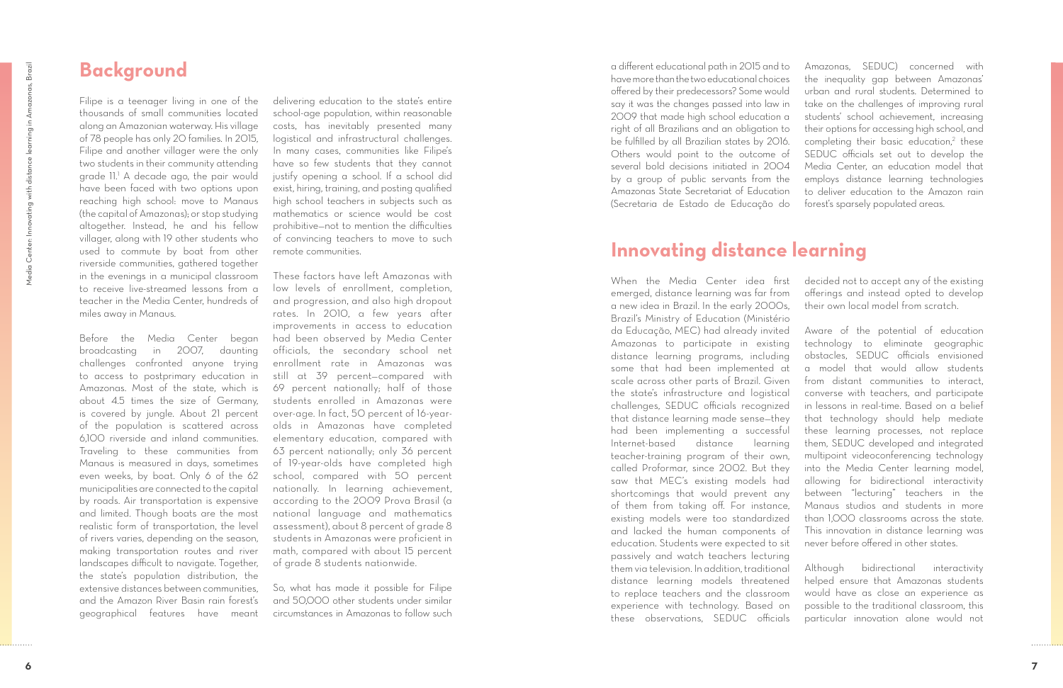## Background

Filipe is a teenager living in one of the thousands of small communities located along an Amazonian waterway. His village of 78 people has only 20 families. In 2015, Filipe and another villager were the only two students in their community attending grade 11.[1] A decade ago, the pair would have been faced with two options upon reaching high school: move to Manaus (the capital of Amazonas); or stop studying altogether. Instead, he and his fellow villager, along with 19 other students who used to commute by boat from other riverside communities, gathered together in the evenings in a municipal classroom to receive live-streamed lessons from a teacher in the Media Center, hundreds of miles away in Manaus.

Before the Media Center began broadcasting in 2007, daunting challenges confronted anyone trying to access to postprimary education in Amazonas. Most of the state, which is about 4.5 times the size of Germany, is covered by jungle. About 21 percent of the population is scattered across 6,100 riverside and inland communities. Traveling to these communities from Manaus is measured in days, sometimes even weeks, by boat. Only 6 of the 62 municipalities are connected to the capital by roads. Air transportation is expensive and limited. Though boats are the most realistic form of transportation, the level of rivers varies, depending on the season, making transportation routes and river landscapes difficult to navigate. Together, the state's population distribution, the extensive distances between communities, and the Amazon River Basin rain forest's geographical features have meant delivering education to the state's entire school-age population, within reasonable costs, has inevitably presented many logistical and infrastructural challenges. In many cases, communities like Filipe's have so few students that they cannot justify opening a school. If a school did exist, hiring, training, and posting qualified high school teachers in subjects such as mathematics or science would be cost prohibitive—not to mention the difficulties of convincing teachers to move to such remote communities.

These factors have left Amazonas with low levels of enrollment, completion, and progression, and also high dropout rates. In 2010, a few years after improvements in access to education had been observed by Media Center officials, the secondary school net enrollment rate in Amazonas was still at 39 percent—compared with 69 percent nationally; half of those students enrolled in Amazonas were over-age. In fact, 50 percent of 16-year-olds in Amazonas have completed elementary education, compared with 63 percent nationally; only 36 percent of 19-year-olds have completed high school, compared with 50 percent nationally. In learning achievement, according to the 2009 Prova Brasil (a national language and mathematics assessment), about 8 percent of grade 8 students in Amazonas were proficient in math, compared with about 15 percent of grade 8 students nationwide.

So, what has made it possible for Filipe and 50,000 other students under similar circumstances in Amazonas to follow such a different educational path in 2015 and to have more than the two educational choices offered by their predecessors? Some would say it was the changes passed into law in 2009 that made high school education a right of all Brazilians and an obligation to be fulfilled by all Brazilian states by 2016. Others would point to the outcome of several bold decisions initiated in 2004 by a group of public servants from the Amazonas State Secretariat of Education (Secretaria de Estado de Educação do Amazonas, SEDUC) concerned with the inequality gap between Amazonas' urban and rural students. Determined to take on the challenges of improving rural students' school achievement, increasing their options for accessing high school, and completing their basic education,[2] these SEDUC officials set out to develop the Media Center, an education model that employs distance learning technologies to deliver education to the Amazon rain forest's sparsely populated areas.

## Innovating distance learning

When the Media Center idea first emerged, distance learning was far from a new idea in Brazil. In the early 2000s, Brazil's Ministry of Education (Ministério da Educação, MEC) had already invited Amazonas to participate in existing distance learning programs, including some that had been implemented at scale across other parts of Brazil. Given the state's infrastructure and logistical challenges, SEDUC officials recognized that distance learning made sense—they had been implementing a successful Internet-based distance learning teacher-training program of their own, called Proformar, since 2002. But they saw that MEC's existing models had shortcomings that would prevent any of them from taking off. For instance, existing models were too standardized and lacked the human components of education. Students were expected to sit passively and watch teachers lecturing them via television. In addition, traditional distance learning models threatened to replace teachers and the classroom experience with technology. Based on these observations, SEDUC officials decided not to accept any of the existing offerings and instead opted to develop their own local model from scratch.

Aware of the potential of education technology to eliminate geographic obstacles, SEDUC officials envisioned a model that would allow students from distant communities to interact, converse with teachers, and participate in lessons in real-time. Based on a belief that technology should help mediate these learning processes, not replace them, SEDUC developed and integrated multipoint videoconferencing technology into the Media Center learning model, allowing for bidirectional interactivity between "lecturing" teachers in the Manaus studios and students in more than 1,000 classrooms across the state. This innovation in distance learning was never before offered in other states.

Although bidirectional interactivity helped ensure that Amazonas students would have as close an experience as possible to the traditional classroom, this particular innovation alone would not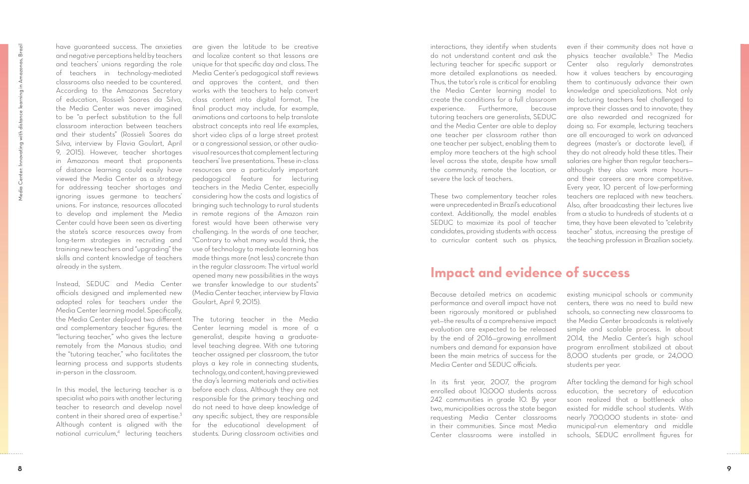have guaranteed success. The anxieties and negative perceptions held by teachers and teachers' unions regarding the role of teachers in technology-mediated classrooms also needed to be countered. According to the Amazonas Secretary of education, Rossieli Soares da Silva, the Media Center was never imagined to be "a perfect substitution to the full classroom interaction between teachers and their students" (Rossieli Soares da Silva, interview by Flavia Goulart, April 9, 2015). However, teacher shortages in Amazonas meant that proponents of distance learning could easily have viewed the Media Center as a strategy for addressing teacher shortages and ignoring issues germane to teachers' unions. For instance, resources allocated to develop and implement the Media Center could have been seen as diverting the state's scarce resources away from long-term strategies in recruiting and training new teachers and "upgrading" the skills and content knowledge of teachers already in the system.

Instead, SEDUC and Media Center officials designed and implemented new adapted roles for teachers under the Media Center learning model. Specifically, the Media Center deployed two different and complementary teacher figures: the "lecturing teacher," who gives the lecture remotely from the Manaus studio; and the "tutoring teacher," who facilitates the learning process and supports students in-person in the classroom.

In this model, the lecturing teacher is a specialist who pairs with another lecturing teacher to research and develop novel content in their shared area of expertise.[3] Although content is aligned with the national curriculum,[4] lecturing teachers are given the latitude to be creative and localize content so that lessons are unique for that specific day and class. The Media Center's pedagogical staff reviews and approves the content, and then works with the teachers to help convert class content into digital format. The final product may include, for example, animations and cartoons to help translate abstract concepts into real life examples, short video clips of a large street protest or a congressional session, or other audio-visual resources that complement lecturing teachers' live presentations. These in-class resources are a particularly important pedagogical feature for lecturing teachers in the Media Center, especially considering how the costs and logistics of bringing such technology to rural students in remote regions of the Amazon rain forest would have been otherwise very challenging. In the words of one teacher, "Contrary to what many would think, the use of technology to mediate learning has made things more (not less) concrete than in the regular classroom: The virtual world opened many new possibilities in the ways we transfer knowledge to our students" (Media Center teacher, interview by Flavia Goulart, April 9, 2015).

The tutoring teacher in the Media Center learning model is more of a generalist, despite having a graduate-level teaching degree. With one tutoring teacher assigned per classroom, the tutor plays a key role in connecting students, technology, and content, having previewed the day's learning materials and activities before each class. Although they are not responsible for the primary teaching and do not need to have deep knowledge of any specific subject, they are responsible for the educational development of students. During classroom activities and interactions, they identify when students do not understand content and ask the lecturing teacher for specific support or more detailed explanations as needed. Thus, the tutor's role is critical for enabling the Media Center learning model to create the conditions for a full classroom experience. Furthermore, because tutoring teachers are generalists, SEDUC and the Media Center are able to deploy one teacher per classroom rather than one teacher per subject, enabling them to employ more teachers at the high school level across the state, despite how small the community, remote the location, or severe the lack of teachers.

These two complementary teacher roles were unprecedented in Brazil's educational context. Additionally, the model enables SEDUC to maximize its pool of teacher candidates, providing students with access to curricular content such as physics, even if their community does not have a physics teacher available.[5] The Media Center also regularly demonstrates how it values teachers by encouraging them to continuously advance their own knowledge and specializations. Not only do lecturing teachers feel challenged to improve their classes and to innovate; they are also rewarded and recognized for doing so. For example, lecturing teachers are all encouraged to work on advanced degrees (master's or doctorate level), if they do not already hold these titles. Their salaries are higher than regular teachers—although they also work more hours—and their careers are more competitive. Every year, 10 percent of low-performing teachers are replaced with new teachers. Also, after broadcasting their lectures live from a studio to hundreds of students at a time, they have been elevated to "celebrity teacher" status, increasing the prestige of the teaching profession in Brazilian society.

## Impact and evidence of success

Because detailed metrics on academic performance and overall impact have not been rigorously monitored or published yet—the results of a comprehensive impact evaluation are expected to be released by the end of 2016—growing enrollment numbers and demand for expansion have been the main metrics of success for the Media Center and SEDUC officials.

In its first year, 2007, the program enrolled about 10,000 students across 242 communities in grade 10. By year two, municipalities across the state began requesting Media Center classrooms in their communities. Since most Media Center classrooms were installed in existing municipal schools or community centers, there was no need to build new schools, so connecting new classrooms to the Media Center broadcasts is relatively simple and scalable process. In about 2014, the Media Center's high school program enrollment stabilized at about 8,000 students per grade, or 24,000 students per year.

After tackling the demand for high school education, the secretary of education soon realized that a bottleneck also existed for middle school students. With nearly 700,000 students in state- and municipal-run elementary and middle schools, SEDUC enrollment figures for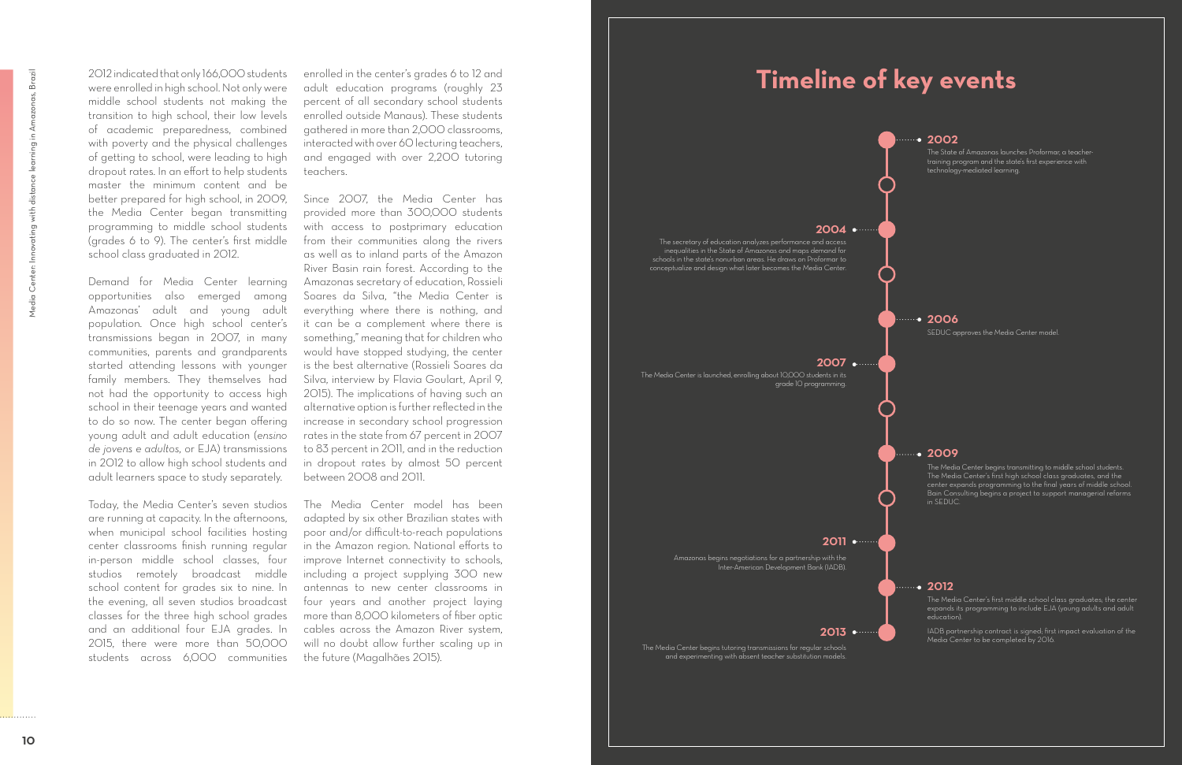2012 indicated that only 166,000 students were enrolled in high school. Not only were middle school students not making the transition to high school, their low levels of academic preparedness, combined with poverty and the physical challenges of getting to school, were leading to high dropout rates. In an effort to help students master the minimum content and be better prepared for high school, in 2009, the Media Center began transmitting programming to middle school students (grades 6 to 9). The center's first middle school class graduated in 2012.

Demand for Media Center learning opportunities also emerged among Amazonas' adult and young adult population. Once high school center's transmissions began in 2007, in many communities, parents and grandparents started attending lessons with younger family members. They themselves had not had the opportunity to access high school in their teenage years and wanted to do so now. The center began offering young adult and adult education (*ensino de jovens e adultos*, or EJA) transmissions in 2012 to allow high school students and adult learners space to study separately.

Today, the Media Center's seven studios are running at capacity. In the afternoons, when municipal school facilities hosting center classrooms finish running regular in-person middle school classes, four studios remotely broadcast middle school content for grades six to nine. In the evening, all seven studios broadcast classes for the three high school grades and an additional four EJA grades. In 2015, there were more than 50,000 students across 6,000 communities enrolled in the center's grades 6 to 12 and adult education programs (roughly 23 percent of all secondary school students enrolled outside Manaus). These students gathered in more than 2,000 classrooms, interacted with over 60 lecturing teachers, and engaged with over 2,200 tutoring teachers.

Since 2007, the Media Center has provided more than 300,000 students with access to postprimary education from their communities along the rivers as well as to inland parts of the Amazon River Basin rain forest. According to the Amazonas secretary of education, Rossieli Soares da Silva, "the Media Center is everything where there is nothing, and it can be a complement where there is something," meaning that for children who would have stopped studying, the center is the best alternative (Rossieli Soares da Silva, interview by Flavia Goulart, April 9, 2015). The implications of having such an alternative option is further reflected in the increase in secondary school progression rates in the state from 67 percent in 2007 to 83 percent in 2011, and in the reduction in dropout rates by almost 50 percent between 2008 and 2011.

The Media Center model has been adapted by six other Brazilian states with poor and/or difficult-to-reach populations in the Amazon region. National efforts to improve Internet connectivity to schools, including a project supplying 300 new antennas to new center classrooms in four years and another project laying more than 8,000 kilometers of fiber optic cables across the Amazon River system, will no doubt allow further scaling up in the future (Magalhães 2015).

## Timeline of key events

**2002**
The State of Amazonas launches Proformar, a teacher-training program and the state's first experience with technology-mediated learning.

**2004**
The secretary of education analyzes performance and access inequalities in the State of Amazonas and maps demand for schools in the state's nonurban areas. He draws on Proformar to conceptualize and design what later becomes the Media Center.

**2006**
SEDUC approves the Media Center model.

**2007**
The Media Center is launched, enrolling about 10,000 students in its grade 10 programming.

**2009**
The Media Center begins transmitting to middle school students. The Media Center's first high school class graduates, and the center expands programming to the final years of middle school. Bain Consulting begins a project to support managerial reforms in SEDUC.

**2011**
Amazonas begins negotiations for a partnership with the Inter-American Development Bank (IADB).

**2012**
The Media Center's first middle school class graduates; the center expands its programming to include EJA (young adults and adult education).

IADB partnership contract is signed; first impact evaluation of the Media Center to be completed by 2016.

**2013**
The Media Center begins tutoring transmissions for regular schools and experimenting with absent teacher substitution models.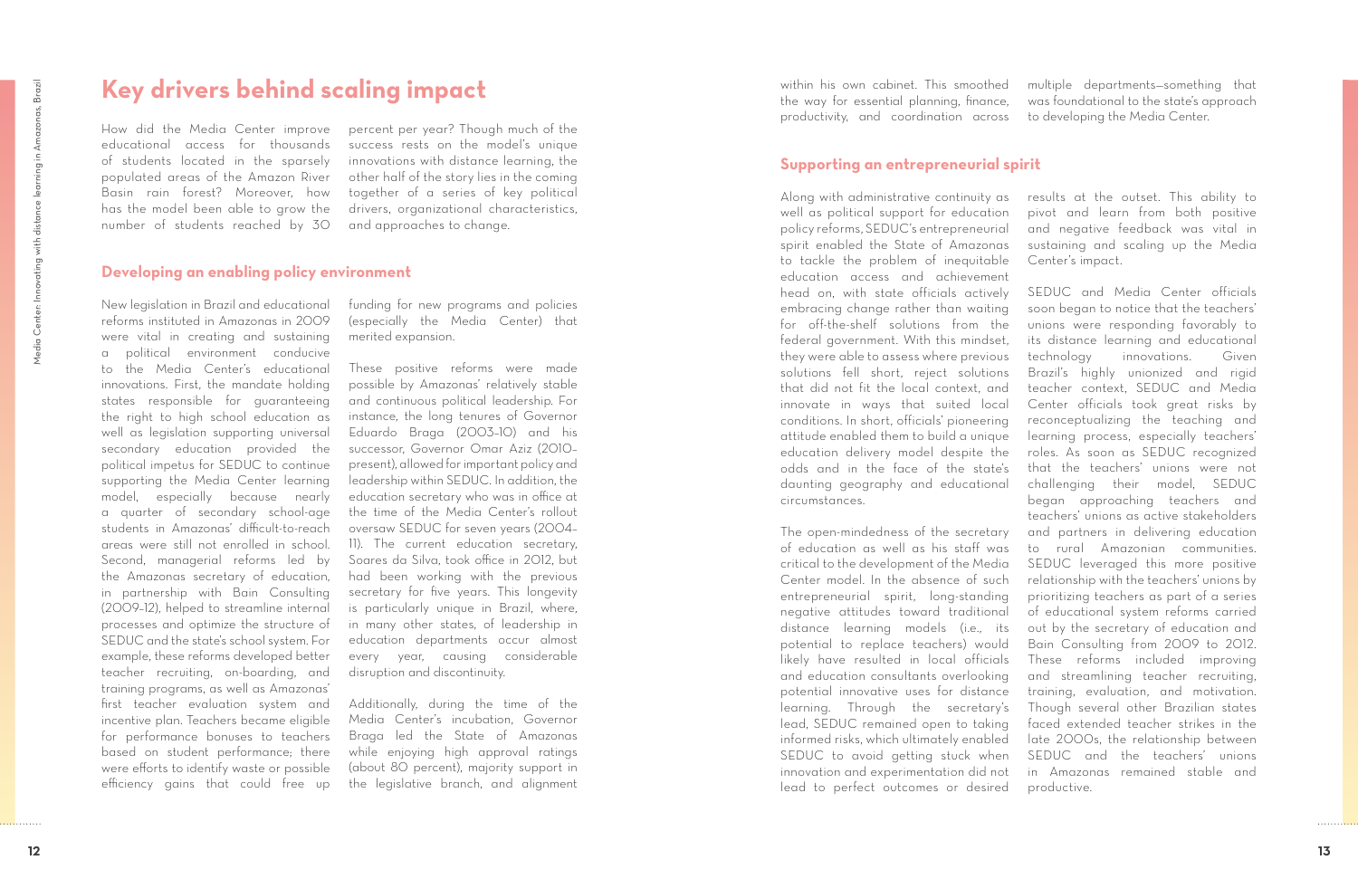# Key drivers behind scaling impact

How did the Media Center improve educational access for thousands of students located in the sparsely populated areas of the Amazon River Basin rain forest? Moreover, how has the model been able to grow the number of students reached by 30 percent per year? Though much of the success rests on the model's unique innovations with distance learning, the other half of the story lies in the coming together of a series of key political drivers, organizational characteristics, and approaches to change.

## Developing an enabling policy environment

New legislation in Brazil and educational reforms instituted in Amazonas in 2009 were vital in creating and sustaining a political environment conducive to the Media Center's educational innovations. First, the mandate holding states responsible for guaranteeing the right to high school education as well as legislation supporting universal secondary education provided the political impetus for SEDUC to continue supporting the Media Center learning model, especially because nearly a quarter of secondary school-age students in Amazonas' difficult-to-reach areas were still not enrolled in school. Second, managerial reforms led by the Amazonas secretary of education, in partnership with Bain Consulting (2009–12), helped to streamline internal processes and optimize the structure of SEDUC and the state's school system. For example, these reforms developed better teacher recruiting, on-boarding, and training programs, as well as Amazonas' first teacher evaluation system and incentive plan. Teachers became eligible for performance bonuses to teachers based on student performance; there were efforts to identify waste or possible efficiency gains that could free up funding for new programs and policies (especially the Media Center) that merited expansion.

These positive reforms were made possible by Amazonas' relatively stable and continuous political leadership. For instance, the long tenures of Governor Eduardo Braga (2003–10) and his successor, Governor Omar Aziz (2010–present), allowed for important policy and leadership within SEDUC. In addition, the education secretary who was in office at the time of the Media Center's rollout oversaw SEDUC for seven years (2004–11). The current education secretary, Soares da Silva, took office in 2012, but had been working with the previous secretary for five years. This longevity is particularly unique in Brazil, where, in many other states, of leadership in education departments occur almost every year, causing considerable disruption and discontinuity.

Additionally, during the time of the Media Center's incubation, Governor Braga led the State of Amazonas while enjoying high approval ratings (about 80 percent), majority support in the legislative branch, and alignment within his own cabinet. This smoothed the way for essential planning, finance, productivity, and coordination across multiple departments—something that was foundational to the state's approach to developing the Media Center.

## Supporting an entrepreneurial spirit

Along with administrative continuity as well as political support for education policy reforms, SEDUC's entrepreneurial spirit enabled the State of Amazonas to tackle the problem of inequitable education access and achievement head on, with state officials actively embracing change rather than waiting for off-the-shelf solutions from the federal government. With this mindset, they were able to assess where previous solutions fell short, reject solutions that did not fit the local context, and innovate in ways that suited local conditions. In short, officials' pioneering attitude enabled them to build a unique education delivery model despite the odds and in the face of the state's daunting geography and educational circumstances.

The open-mindedness of the secretary of education as well as his staff was critical to the development of the Media Center model. In the absence of such entrepreneurial spirit, long-standing negative attitudes toward traditional distance learning models (i.e., its potential to replace teachers) would likely have resulted in local officials and education consultants overlooking potential innovative uses for distance learning. Through the secretary's lead, SEDUC remained open to taking informed risks, which ultimately enabled SEDUC to avoid getting stuck when innovation and experimentation did not lead to perfect outcomes or desired results at the outset. This ability to pivot and learn from both positive and negative feedback was vital in sustaining and scaling up the Media Center's impact.

SEDUC and Media Center officials soon began to notice that the teachers' unions were responding favorably to its distance learning and educational technology innovations. Given Brazil's highly unionized and rigid teacher context, SEDUC and Media Center officials took great risks by reconceptualizing the teaching and learning process, especially teachers' roles. As soon as SEDUC recognized that the teachers' unions were not challenging their model, SEDUC began approaching teachers and teachers' unions as active stakeholders and partners in delivering education to rural Amazonian communities. SEDUC leveraged this more positive relationship with the teachers' unions by prioritizing teachers as part of a series of educational system reforms carried out by the secretary of education and Bain Consulting from 2009 to 2012. These reforms included improving and streamlining teacher recruiting, training, evaluation, and motivation. Though several other Brazilian states faced extended teacher strikes in the late 2000s, the relationship between SEDUC and the teachers' unions in Amazonas remained stable and productive.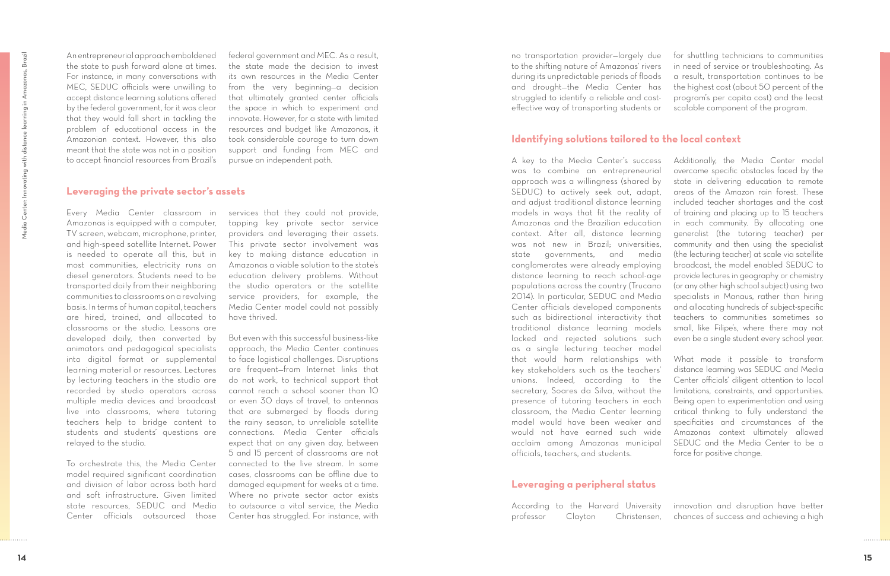An entrepreneurial approach emboldened the state to push forward alone at times. For instance, in many conversations with MEC, SEDUC officials were unwilling to accept distance learning solutions offered by the federal government, for it was clear that they would fall short in tackling the problem of educational access in the Amazonian context. However, this also meant that the state was not in a position to accept financial resources from Brazil's federal government and MEC. As a result, the state made the decision to invest its own resources in the Media Center from the very beginning—a decision that ultimately granted center officials the space in which to experiment and innovate. However, for a state with limited resources and budget like Amazonas, it took considerable courage to turn down support and funding from MEC and pursue an independent path.

## Leveraging the private sector's assets

Every Media Center classroom in Amazonas is equipped with a computer, TV screen, webcam, microphone, printer, and high-speed satellite Internet. Power is needed to operate all this, but in most communities, electricity runs on diesel generators. Students need to be transported daily from their neighboring communities to classrooms on a revolving basis. In terms of human capital, teachers are hired, trained, and allocated to classrooms or the studio. Lessons are developed daily, then converted by animators and pedagogical specialists into digital format or supplemental learning material or resources. Lectures by lecturing teachers in the studio are recorded by studio operators across multiple media devices and broadcast live into classrooms, where tutoring teachers help to bridge content to students and students' questions are relayed to the studio.

To orchestrate this, the Media Center model required significant coordination and division of labor across both hard and soft infrastructure. Given limited state resources, SEDUC and Media Center officials outsourced those services that they could not provide, tapping key private sector service providers and leveraging their assets. This private sector involvement was key to making distance education in Amazonas a viable solution to the state's education delivery problems. Without the studio operators or the satellite service providers, for example, the Media Center model could not possibly have thrived.

But even with this successful business-like approach, the Media Center continues to face logistical challenges. Disruptions are frequent—from Internet links that do not work, to technical support that cannot reach a school sooner than 10 or even 30 days of travel, to antennas that are submerged by floods during the rainy season, to unreliable satellite connections. Media Center officials expect that on any given day, between 5 and 15 percent of classrooms are not connected to the live stream. In some cases, classrooms can be offline due to damaged equipment for weeks at a time. Where no private sector actor exists to outsource a vital service, the Media Center has struggled. For instance, with no transportation provider—largely due to the shifting nature of Amazonas' rivers during its unpredictable periods of floods and drought—the Media Center has struggled to identify a reliable and cost-effective way of transporting students or for shuttling technicians to communities in need of service or troubleshooting. As a result, transportation continues to be the highest cost (about 50 percent of the program's per capita cost) and the least scalable component of the program.

## Identifying solutions tailored to the local context

A key to the Media Center's success was to combine an entrepreneurial approach was a willingness (shared by SEDUC) to actively seek out, adapt, and adjust traditional distance learning models in ways that fit the reality of Amazonas and the Brazilian education context. After all, distance learning was not new in Brazil; universities, state governments, and media conglomerates were already employing distance learning to reach school-age populations across the country (Trucano 2014). In particular, SEDUC and Media Center officials developed components such as bidirectional interactivity that traditional distance learning models lacked and rejected solutions such as a single lecturing teacher model that would harm relationships with key stakeholders such as the teachers' unions. Indeed, according to the secretary, Soares da Silva, without the presence of tutoring teachers in each classroom, the Media Center learning model would have been weaker and would not have earned such wide acclaim among Amazonas municipal officials, teachers, and students.

Additionally, the Media Center model overcame specific obstacles faced by the state in delivering education to remote areas of the Amazon rain forest. These included teacher shortages and the cost of training and placing up to 15 teachers in each community. By allocating one generalist (the tutoring teacher) per community and then using the specialist (the lecturing teacher) at scale via satellite broadcast, the model enabled SEDUC to provide lectures in geography or chemistry (or any other high school subject) using two specialists in Manaus, rather than hiring and allocating hundreds of subject-specific teachers to communities sometimes so small, like Filipe's, where there may not even be a single student every school year.

What made it possible to transform distance learning was SEDUC and Media Center officials' diligent attention to local limitations, constraints, and opportunities. Being open to experimentation and using critical thinking to fully understand the specificities and circumstances of the Amazonas context ultimately allowed SEDUC and the Media Center to be a force for positive change.

## Leveraging a peripheral status

According to the Harvard University professor Clayton Christensen, innovation and disruption have better chances of success and achieving a high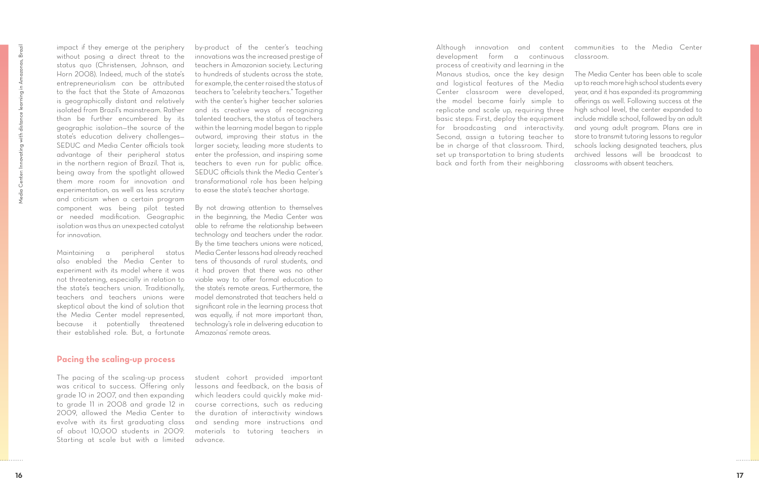impact if they emerge at the periphery without posing a direct threat to the status quo (Christensen, Johnson, and Horn 2008). Indeed, much of the state's entrepreneurialism can be attributed to the fact that the State of Amazonas is geographically distant and relatively isolated from Brazil's mainstream. Rather than be further encumbered by its geographic isolation—the source of the state's education delivery challenges—SEDUC and Media Center officials took advantage of their peripheral status in the northern region of Brazil. That is, being away from the spotlight allowed them more room for innovation and experimentation, as well as less scrutiny and criticism when a certain program component was being pilot tested or needed modification. Geographic isolation was thus an unexpected catalyst for innovation.

Maintaining a peripheral status also enabled the Media Center to experiment with its model where it was not threatening, especially in relation to the state's teachers union. Traditionally, teachers and teachers unions were skeptical about the kind of solution that the Media Center model represented, because it potentially threatened their established role. But, a fortunate by-product of the center's teaching innovations was the increased prestige of teachers in Amazonian society. Lecturing to hundreds of students across the state, for example, the center raised the status of teachers to "celebrity teachers." Together with the center's higher teacher salaries and its creative ways of recognizing talented teachers, the status of teachers within the learning model began to ripple outward, improving their status in the larger society, leading more students to enter the profession, and inspiring some teachers to even run for public office. SEDUC officials think the Media Center's transformational role has been helping to ease the state's teacher shortage.

By not drawing attention to themselves in the beginning, the Media Center was able to reframe the relationship between technology and teachers under the radar. By the time teachers unions were noticed, Media Center lessons had already reached tens of thousands of rural students, and it had proven that there was no other viable way to offer formal education to the state's remote areas. Furthermore, the model demonstrated that teachers held a significant role in the learning process that was equally, if not more important than, technology's role in delivering education to Amazonas' remote areas.

## Pacing the scaling-up process

The pacing of the scaling-up process was critical to success. Offering only grade 10 in 2007, and then expanding to grade 11 in 2008 and grade 12 in 2009, allowed the Media Center to evolve with its first graduating class of about 10,000 students in 2009. Starting at scale but with a limited student cohort provided important lessons and feedback, on the basis of which leaders could quickly make mid-course corrections, such as reducing the duration of interactivity windows and sending more instructions and materials to tutoring teachers in advance.

Although innovation and content development form a continuous process of creativity and learning in the Manaus studios, once the key design and logistical features of the Media Center classroom were developed, the model became fairly simple to replicate and scale up, requiring three basic steps: First, deploy the equipment for broadcasting and interactivity. Second, assign a tutoring teacher to be in charge of that classroom. Third, set up transportation to bring students back and forth from their neighboring communities to the Media Center classroom.

The Media Center has been able to scale up to reach more high school students every year, and it has expanded its programming offerings as well. Following success at the high school level, the center expanded to include middle school, followed by an adult and young adult program. Plans are in store to transmit tutoring lessons to regular schools lacking designated teachers, plus archived lessons will be broadcast to classrooms with absent teachers.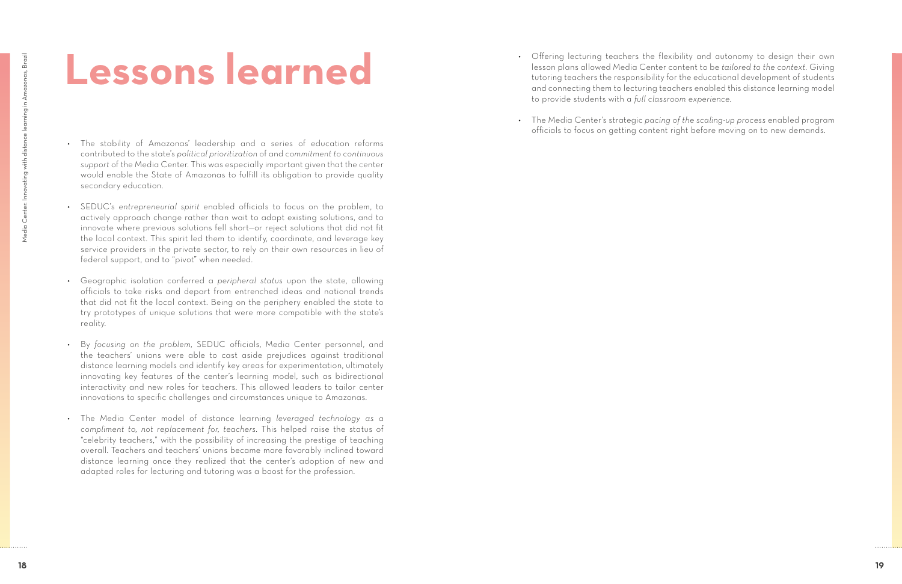# Lessons learned

- The stability of Amazonas' leadership and a series of education reforms contributed to the state's *political prioritization* of and *commitment to continuous support* of the Media Center. This was especially important given that the center would enable the State of Amazonas to fulfill its obligation to provide quality secondary education.

- SEDUC's *entrepreneurial spirit* enabled officials to focus on the problem, to actively approach change rather than wait to adapt existing solutions, and to innovate where previous solutions fell short—or reject solutions that did not fit the local context. This spirit led them to identify, coordinate, and leverage key service providers in the private sector, to rely on their own resources in lieu of federal support, and to "pivot" when needed.

- Geographic isolation conferred a *peripheral status* upon the state, allowing officials to take risks and depart from entrenched ideas and national trends that did not fit the local context. Being on the periphery enabled the state to try prototypes of unique solutions that were more compatible with the state's reality.

- By *focusing on the problem,* SEDUC officials, Media Center personnel, and the teachers' unions were able to cast aside prejudices against traditional distance learning models and identify key areas for experimentation, ultimately innovating key features of the center's learning model, such as bidirectional interactivity and new roles for teachers. This allowed leaders to tailor center innovations to specific challenges and circumstances unique to Amazonas.

- The Media Center model of distance learning *leveraged technology as a compliment to, not replacement for, teachers.* This helped raise the status of "celebrity teachers," with the possibility of increasing the prestige of teaching overall. Teachers and teachers' unions became more favorably inclined toward distance learning once they realized that the center's adoption of new and adapted roles for lecturing and tutoring was a boost for the profession.

- Offering lecturing teachers the flexibility and autonomy to design their own lesson plans allowed Media Center content to be *tailored to the context.* Giving tutoring teachers the responsibility for the educational development of students and connecting them to lecturing teachers enabled this distance learning model to provide students with a *full classroom experience.*

- The Media Center's strategic *pacing of the scaling-up process* enabled program officials to focus on getting content right before moving on to new demands.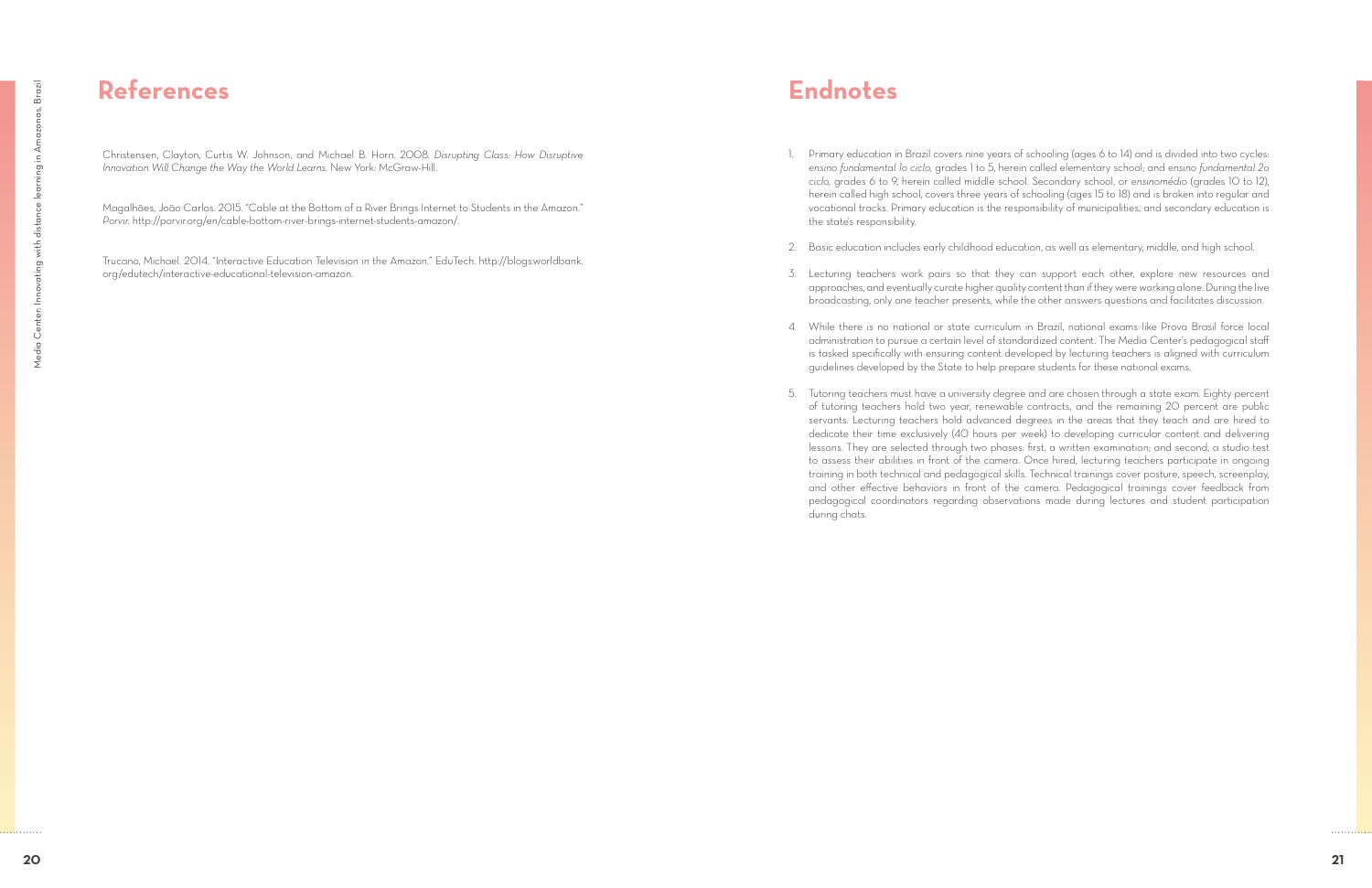# References

Christensen, Clayton, Curtis W. Johnson, and Michael B. Horn. 2008. *Disrupting Class: How Disruptive Innovation Will Change the Way the World Learns.* New York: McGraw-Hill.

Magalhães, João Carlos. 2015. "Cable at the Bottom of a River Brings Internet to Students in the Amazon." *Porvir.* http://porvir.org/en/cable-bottom-river-brings-internet-students-amazon/.

Trucano, Michael. 2014. "Interactive Education Television in the Amazon." EduTech. http://blogs.worldbank.org/edutech/interactive-educational-television-amazon.

# Endnotes

1. Primary education in Brazil covers nine years of schooling (ages 6 to 14) and is divided into two cycles: *ensino fundamental 1o ciclo,* grades 1 to 5, herein called elementary school; and *ensino fundamental 2o ciclo,* grades 6 to 9, herein called middle school. Secondary school, or *ensinomédio* (grades 10 to 12), herein called high school, covers three years of schooling (ages 15 to 18) and is broken into regular and vocational tracks. Primary education is the responsibility of municipalities, and secondary education is the state's responsibility.

2. Basic education includes early childhood education, as well as elementary, middle, and high school.

3. Lecturing teachers work pairs so that they can support each other, explore new resources and approaches, and eventually curate higher quality content than if they were working alone. During the live broadcasting, only one teacher presents, while the other answers questions and facilitates discussion.

4. While there is no national or state curriculum in Brazil, national exams like Prova Brasil force local administration to pursue a certain level of standardized content. The Media Center's pedagogical staff is tasked specifically with ensuring content developed by lecturing teachers is aligned with curriculum guidelines developed by the State to help prepare students for these national exams.

5. Tutoring teachers must have a university degree and are chosen through a state exam. Eighty percent of tutoring teachers hold two year, renewable contracts, and the remaining 20 percent are public servants. Lecturing teachers hold advanced degrees in the areas that they teach and are hired to dedicate their time exclusively (40 hours per week) to developing curricular content and delivering lessons. They are selected through two phases: first, a written examination; and second, a studio test to assess their abilities in front of the camera. Once hired, lecturing teachers participate in ongoing training in both technical and pedagogical skills. Technical trainings cover posture, speech, screenplay, and other effective behaviors in front of the camera. Pedagogical trainings cover feedback from pedagogical coordinators regarding observations made during lectures and student participation during chats.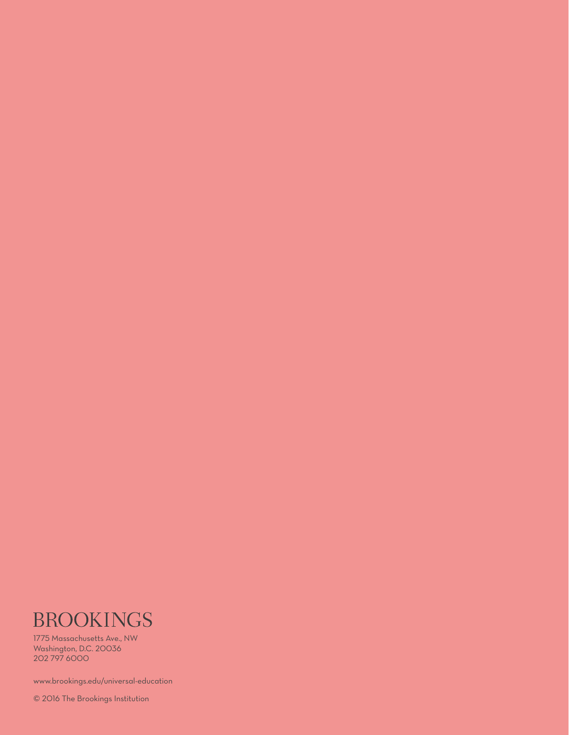BROOKINGS

1775 Massachusetts Ave., NW
Washington, D.C. 20036
202 797 6000

www.brookings.edu/universal-education

© 2016 The Brookings Institution